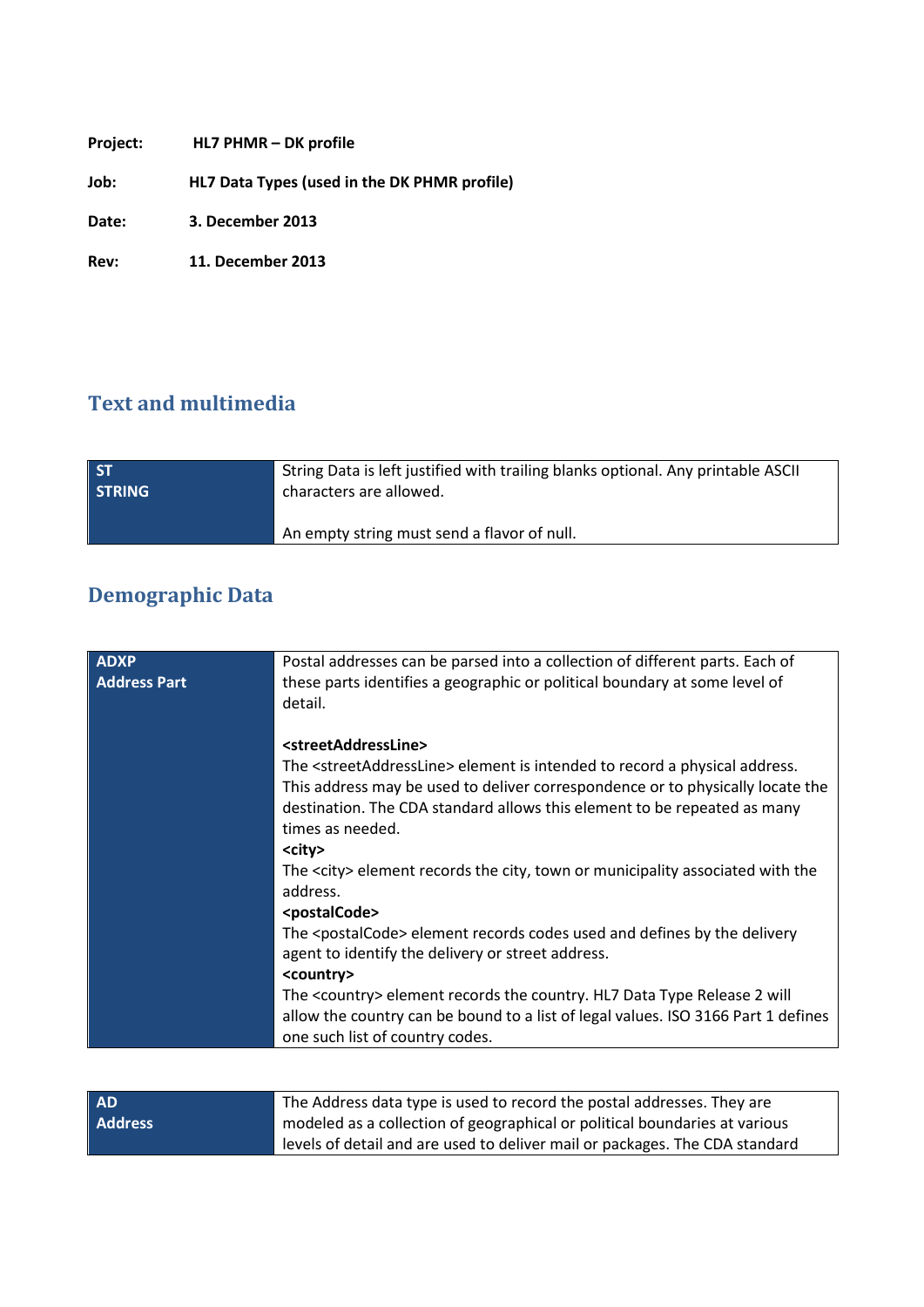**Project:** HL7 PHMR – DK profile

**Job:** HL7 Data Types (used in the DK PHMR profile)

**Date:** 3. December 2013

**Rev:** 11. December 2013

## Text and multimedia

| **ST**<br>**STRING** | String Data is left justified with trailing blanks optional. Any printable ASCII characters are allowed.<br><br>An empty string must send a flavor of null. |
|---|---|

## Demographic Data

| **ADXP**<br>**Address Part** | Postal addresses can be parsed into a collection of different parts. Each of these parts identifies a geographic or political boundary at some level of detail.<br><br>**<streetAddressLine>**<br>The <streetAddressLine> element is intended to record a physical address. This address may be used to deliver correspondence or to physically locate the destination. The CDA standard allows this element to be repeated as many times as needed.<br>**<city>**<br>The <city> element records the city, town or municipality associated with the address.<br>**<postalCode>**<br>The <postalCode> element records codes used and defines by the delivery agent to identify the delivery or street address.<br>**<country>**<br>The <country> element records the country. HL7 Data Type Release 2 will allow the country can be bound to a list of legal values. ISO 3166 Part 1 defines one such list of country codes. |
|---|---|

| **AD**<br>**Address** | The Address data type is used to record the postal addresses. They are modeled as a collection of geographical or political boundaries at various levels of detail and are used to deliver mail or packages. The CDA standard |
|---|---|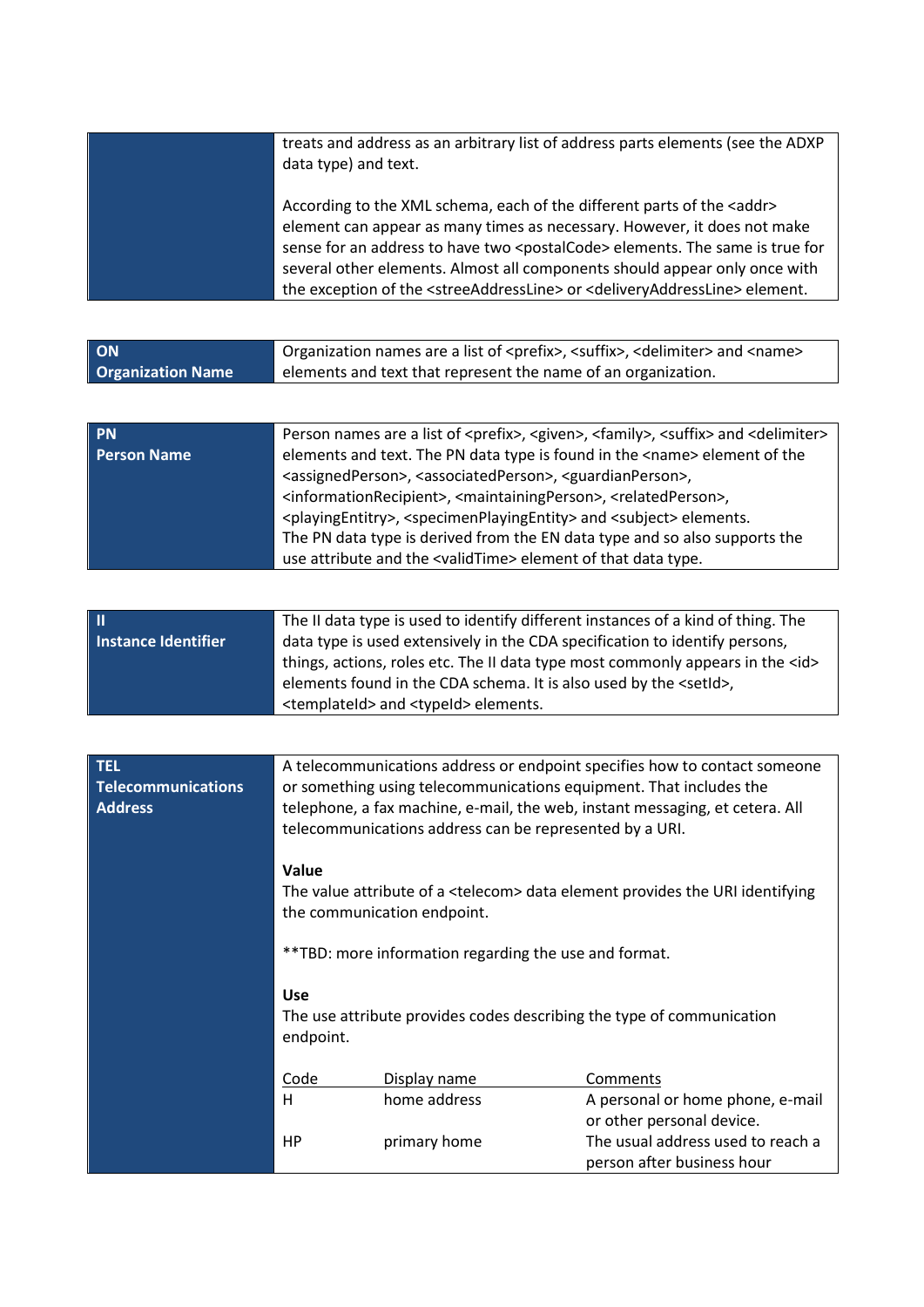| | |
|---|---|
| | treats and address as an arbitrary list of address parts elements (see the ADXP data type) and text.<br><br>According to the XML schema, each of the different parts of the <addr> element can appear as many times as necessary. However, it does not make sense for an address to have two <postalCode> elements. The same is true for several other elements. Almost all components should appear only once with the exception of the <streeAddressLine> or <deliveryAddressLine> element. |

| | |
|---|---|
| **ON**<br>**Organization Name** | Organization names are a list of <prefix>, <suffix>, <delimiter> and <name> elements and text that represent the name of an organization. |

| | |
|---|---|
| **PN**<br>**Person Name** | Person names are a list of <prefix>, <given>, <family>, <suffix> and <delimiter> elements and text. The PN data type is found in the <name> element of the <assignedPerson>, <associatedPerson>, <guardianPerson>, <informationRecipient>, <maintainingPerson>, <relatedPerson>, <playingEntitry>, <specimenPlayingEntity> and <subject> elements.<br>The PN data type is derived from the EN data type and so also supports the use attribute and the <validTime> element of that data type. |

| | |
|---|---|
| **II**<br>**Instance Identifier** | The II data type is used to identify different instances of a kind of thing. The data type is used extensively in the CDA specification to identify persons, things, actions, roles etc. The II data type most commonly appears in the <id> elements found in the CDA schema. It is also used by the <setId>, <templateId> and <typeId> elements. |

| | |
|---|---|
| **TEL**<br>**Telecommunications Address** | A telecommunications address or endpoint specifies how to contact someone or something using telecommunications equipment. That includes the telephone, a fax machine, e-mail, the web, instant messaging, et cetera. All telecommunications address can be represented by a URI.<br><br>**Value**<br>The value attribute of a <telecom> data element provides the URI identifying the communication endpoint.<br><br>**TBD: more information regarding the use and format.<br><br>**Use**<br>The use attribute provides codes describing the type of communication endpoint. |

| Code | Display name | Comments |
|---|---|---|
| H | home address | A personal or home phone, e-mail or other personal device. |
| HP | primary home | The usual address used to reach a person after business hour |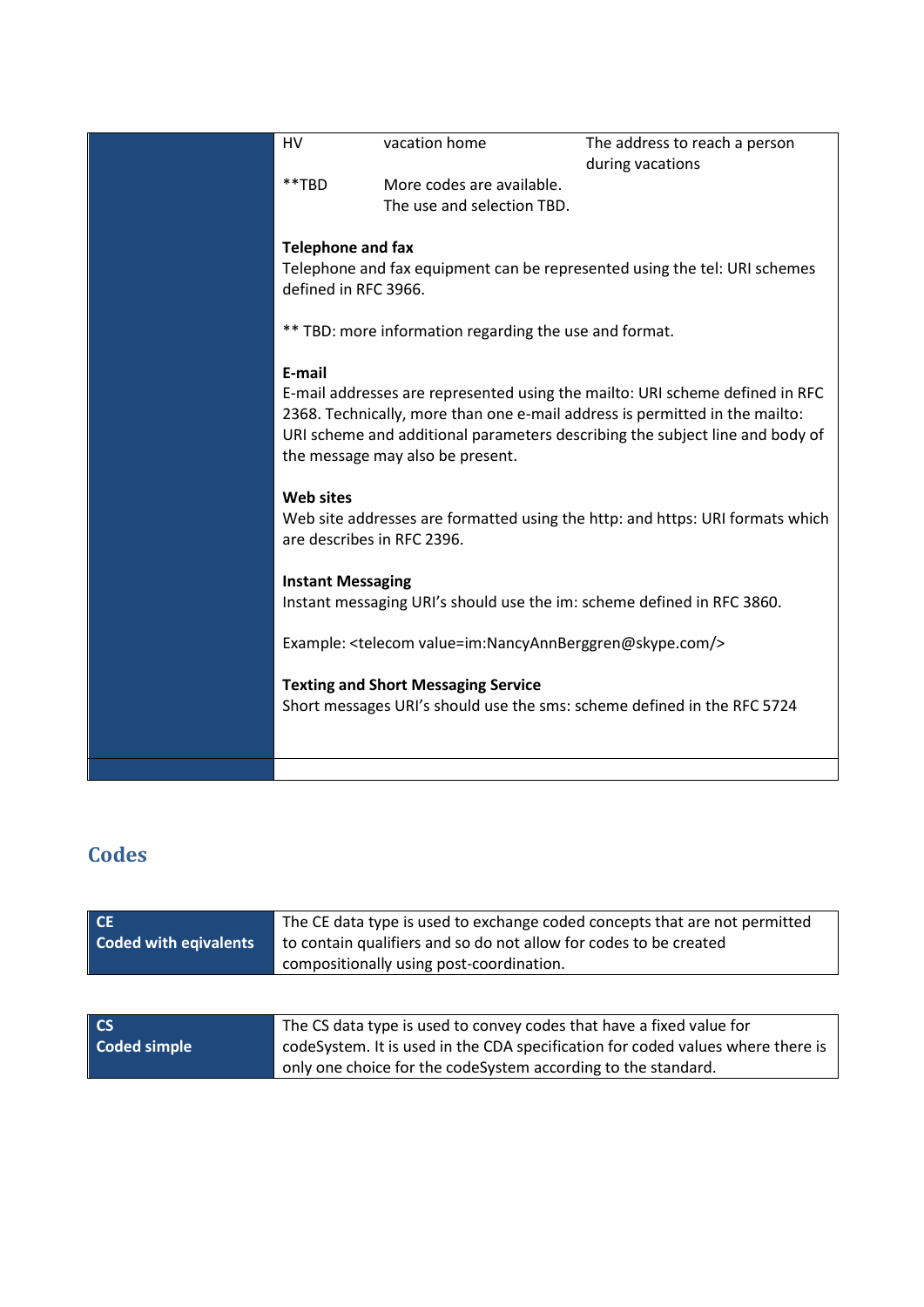| | | | |
|---|---|---|---|
| | HV | vacation home | The address to reach a person during vacations |
| | **TBD | More codes are available. The use and selection TBD. | |

**Telephone and fax**
Telephone and fax equipment can be represented using the tel: URI schemes defined in RFC 3966.

** TBD: more information regarding the use and format.

**E-mail**
E-mail addresses are represented using the mailto: URI scheme defined in RFC 2368. Technically, more than one e-mail address is permitted in the mailto: URI scheme and additional parameters describing the subject line and body of the message may also be present.

**Web sites**
Web site addresses are formatted using the http: and https: URI formats which are describes in RFC 2396.

**Instant Messaging**
Instant messaging URI's should use the im: scheme defined in RFC 3860.

Example: <telecom value=im:NancyAnnBerggren@skype.com/>

**Texting and Short Messaging Service**
Short messages URI's should use the sms: scheme defined in the RFC 5724

## Codes

| **CE**<br>**Coded with eqivalents** | The CE data type is used to exchange coded concepts that are not permitted to contain qualifiers and so do not allow for codes to be created compositionally using post-coordination. |
|---|---|

| **CS**<br>**Coded simple** | The CS data type is used to convey codes that have a fixed value for codeSystem. It is used in the CDA specification for coded values where there is only one choice for the codeSystem according to the standard. |
|---|---|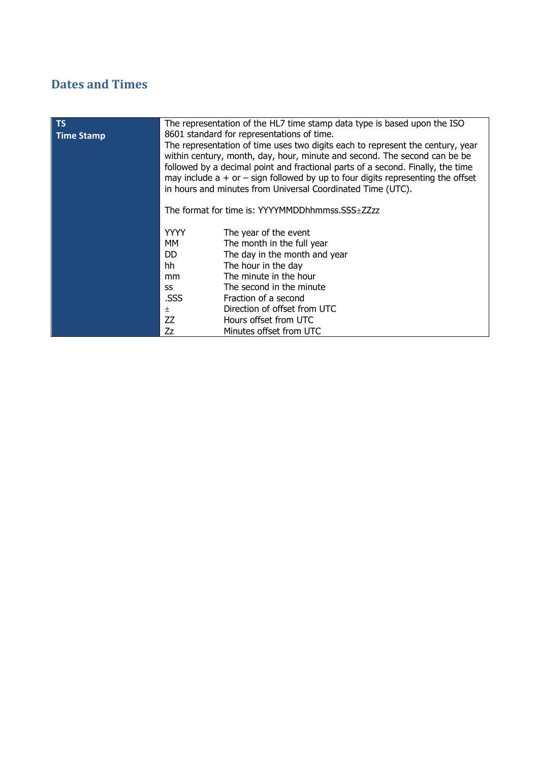## Dates and Times

| | |
|---|---|
| **TS**<br>**Time Stamp** | The representation of the HL7 time stamp data type is based upon the ISO 8601 standard for representations of time.<br>The representation of time uses two digits each to represent the century, year within century, month, day, hour, minute and second. The second can be be followed by a decimal point and fractional parts of a second. Finally, the time may include a + or – sign followed by up to four digits representing the offset in hours and minutes from Universal Coordinated Time (UTC).<br><br>The format for time is: YYYYMMDDhhmmss.SSS±ZZzz<br><br>YYYY The year of the event<br>MM The month in the full year<br>DD The day in the month and year<br>hh The hour in the day<br>mm The minute in the hour<br>ss The second in the minute<br>.SSS Fraction of a second<br>± Direction of offset from UTC<br>ZZ Hours offset from UTC<br>Zz Minutes offset from UTC |